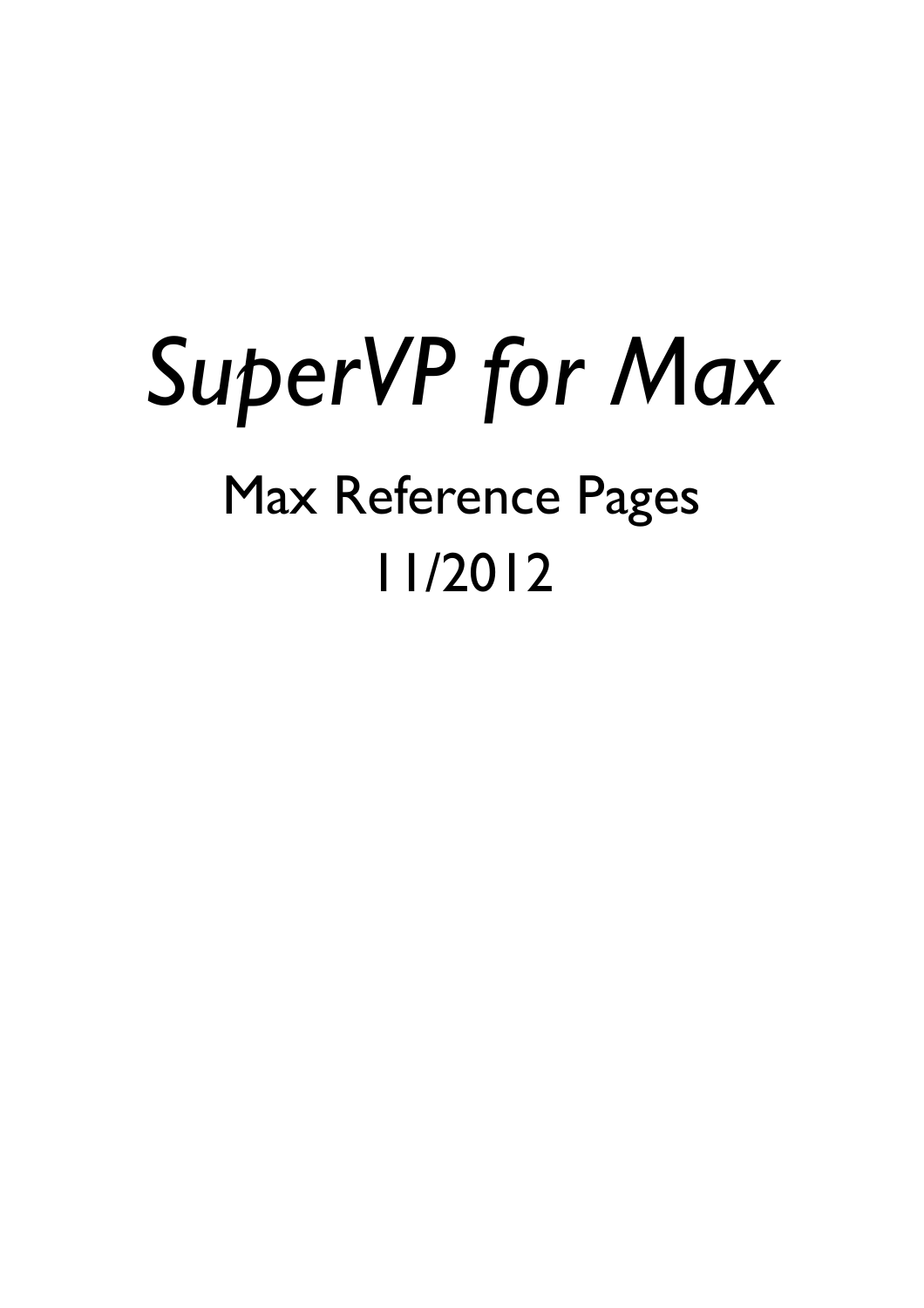# *SuperVP for Max*

## Max Reference Pages

## 11/2012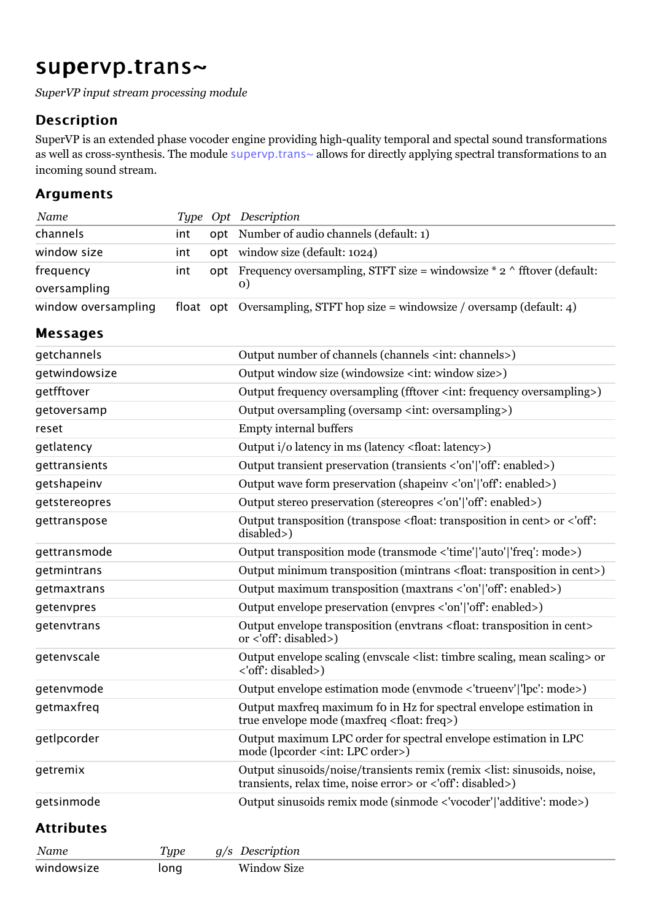# supervp.trans~

*SuperVP input stream processing module*

## Description

SuperVP is an extended phase vocoder engine providing high-quality temporal and spectal sound transformations as well as cross-synthesis. The module supervp.trans~ allows for directly applying spectral transformations to an incoming sound stream.

## Arguments

| *Name* | *Type* | *Opt* | *Description* |
|---|---|---|---|
| channels | int | opt | Number of audio channels (default: 1) |
| window size | int | opt | window size (default: 1024) |
| frequency oversampling | int | opt | Frequency oversampling, STFT size = windowsize * 2 ^ fftover (default: 0) |
| window oversampling | float | opt | Oversampling, STFT hop size = windowsize / oversamp (default: 4) |

## Messages

| | |
|---|---|
| getchannels | Output number of channels (channels <int: channels>) |
| getwindowsize | Output window size (windowsize <int: window size>) |
| getfftover | Output frequency oversampling (fftover <int: frequency oversampling>) |
| getoversamp | Output oversampling (oversamp <int: oversampling>) |
| reset | Empty internal buffers |
| getlatency | Output i/o latency in ms (latency <float: latency>) |
| gettransients | Output transient preservation (transients <'on'\|'off': enabled>) |
| getshapeinv | Output wave form preservation (shapeinv <'on'\|'off': enabled>) |
| getstereopres | Output stereo preservation (stereopres <'on'\|'off': enabled>) |
| gettranspose | Output transposition (transpose <float: transposition in cent> or <'off': disabled>) |
| gettransmode | Output transposition mode (transmode <'time'\|'auto'\|'freq': mode>) |
| getmintrans | Output minimum transposition (mintrans <float: transposition in cent>) |
| getmaxtrans | Output maximum transposition (maxtrans <'on'\|'off': enabled>) |
| getenvpres | Output envelope preservation (envpres <'on'\|'off': enabled>) |
| getenvtrans | Output envelope transposition (envtrans <float: transposition in cent> or <'off': disabled>) |
| getenvscale | Output envelope scaling (envscale <list: timbre scaling, mean scaling> or <'off': disabled>) |
| getenvmode | Output envelope estimation mode (envmode <'trueenv'\|'lpc': mode>) |
| getmaxfreq | Output maxfreq maximum f0 in Hz for spectral envelope estimation in true envelope mode (maxfreq <float: freq>) |
| getlpcorder | Output maximum LPC order for spectral envelope estimation in LPC mode (lpcorder <int: LPC order>) |
| getremix | Output sinusoids/noise/transients remix (remix <list: sinusoids, noise, transients, relax time, noise error> or <'off': disabled>) |
| getsinmode | Output sinusoids remix mode (sinmode <'vocoder'\|'additive': mode>) |

## Attributes

| *Name* | *Type* | *g/s* | *Description* |
|---|---|---|---|
| windowsize | long | | Window Size |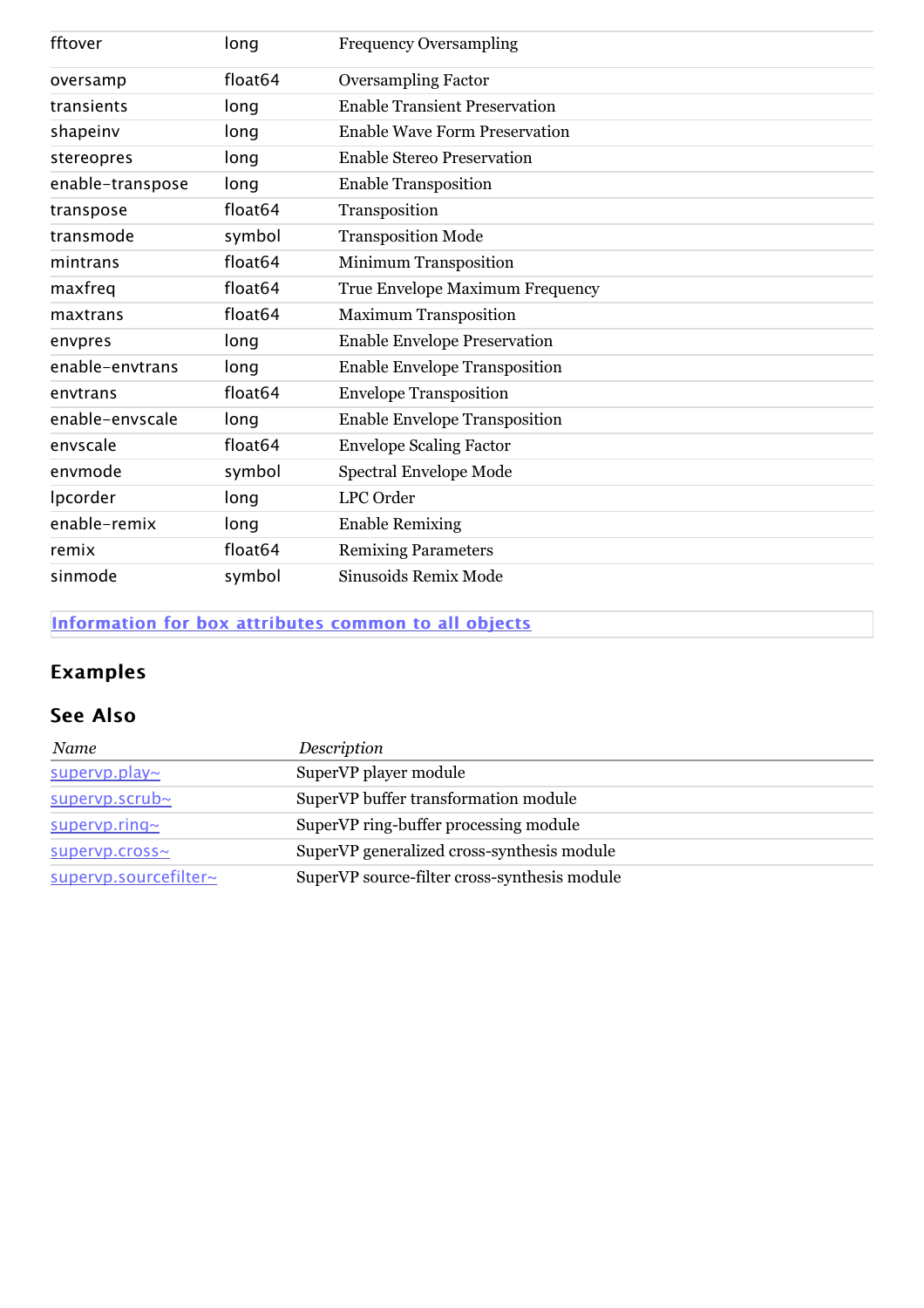| | | |
|---|---|---|
| fftover | long | Frequency Oversampling |
| oversamp | float64 | Oversampling Factor |
| transients | long | Enable Transient Preservation |
| shapeinv | long | Enable Wave Form Preservation |
| stereopres | long | Enable Stereo Preservation |
| enable-transpose | long | Enable Transposition |
| transpose | float64 | Transposition |
| transmode | symbol | Transposition Mode |
| mintrans | float64 | Minimum Transposition |
| maxfreq | float64 | True Envelope Maximum Frequency |
| maxtrans | float64 | Maximum Transposition |
| envpres | long | Enable Envelope Preservation |
| enable-envtrans | long | Enable Envelope Transposition |
| envtrans | float64 | Envelope Transposition |
| enable-envscale | long | Enable Envelope Transposition |
| envscale | float64 | Envelope Scaling Factor |
| envmode | symbol | Spectral Envelope Mode |
| lpcorder | long | LPC Order |
| enable-remix | long | Enable Remixing |
| remix | float64 | Remixing Parameters |
| sinmode | symbol | Sinusoids Remix Mode |

**Information for box attributes common to all objects**

## Examples

## See Also

| *Name* | *Description* |
|---|---|
| supervp.play~ | SuperVP player module |
| supervp.scrub~ | SuperVP buffer transformation module |
| supervp.ring~ | SuperVP ring-buffer processing module |
| supervp.cross~ | SuperVP generalized cross-synthesis module |
| supervp.sourcefilter~ | SuperVP source-filter cross-synthesis module |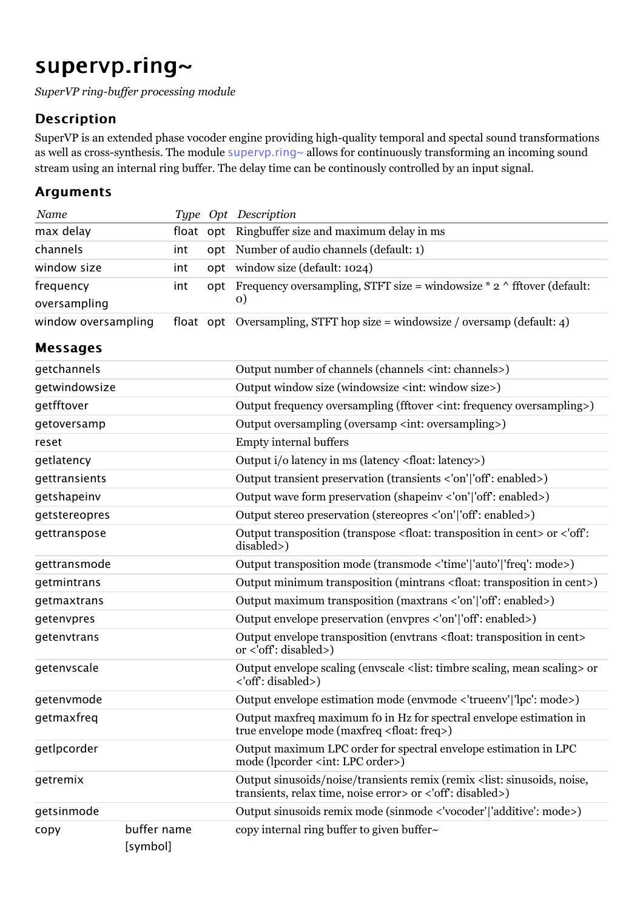# supervp.ring~

*SuperVP ring-buffer processing module*

## Description

SuperVP is an extended phase vocoder engine providing high-quality temporal and spectal sound transformations as well as cross-synthesis. The module supervp.ring~ allows for continuously transforming an incoming sound stream using an internal ring buffer. The delay time can be continosly controlled by an input signal.

## Arguments

| *Name* | *Type* | *Opt* | *Description* |
|---|---|---|---|
| max delay | float | opt | Ringbuffer size and maximum delay in ms |
| channels | int | opt | Number of audio channels (default: 1) |
| window size | int | opt | window size (default: 1024) |
| frequency oversampling | int | opt | Frequency oversampling, STFT size = windowsize * 2 ^ fftover (default: 0) |
| window oversampling | float | opt | Oversampling, STFT hop size = windowsize / oversamp (default: 4) |

## Messages

| | | |
|---|---|---|
| getchannels | | Output number of channels (channels <int: channels>) |
| getwindowsize | | Output window size (windowsize <int: window size>) |
| getfftover | | Output frequency oversampling (fftover <int: frequency oversampling>) |
| getoversamp | | Output oversampling (oversamp <int: oversampling>) |
| reset | | Empty internal buffers |
| getlatency | | Output i/o latency in ms (latency <float: latency>) |
| gettransients | | Output transient preservation (transients <'on'\|'off': enabled>) |
| getshapeinv | | Output wave form preservation (shapeinv <'on'\|'off': enabled>) |
| getstereopres | | Output stereo preservation (stereopres <'on'\|'off': enabled>) |
| gettranspose | | Output transposition (transpose <float: transposition in cent> or <'off': disabled>) |
| gettransmode | | Output transposition mode (transmode <'time'\|'auto'\|'freq': mode>) |
| getmintrans | | Output minimum transposition (mintrans <float: transposition in cent>) |
| getmaxtrans | | Output maximum transposition (maxtrans <'on'\|'off': enabled>) |
| getenvpres | | Output envelope preservation (envpres <'on'\|'off': enabled>) |
| getenvtrans | | Output envelope transposition (envtrans <float: transposition in cent> or <'off': disabled>) |
| getenvscale | | Output envelope scaling (envscale <list: timbre scaling, mean scaling> or <'off': disabled>) |
| getenvmode | | Output envelope estimation mode (envmode <'trueenv'\|'lpc': mode>) |
| getmaxfreq | | Output maxfreq maximum f0 in Hz for spectral envelope estimation in true envelope mode (maxfreq <float: freq>) |
| getlpcorder | | Output maximum LPC order for spectral envelope estimation in LPC mode (lpcorder <int: LPC order>) |
| getremix | | Output sinusoids/noise/transients remix (remix <list: sinusoids, noise, transients, relax time, noise error> or <'off': disabled>) |
| getsinmode | | Output sinusoids remix mode (sinmode <'vocoder'\|'additive': mode>) |
| copy | buffer name [symbol] | copy internal ring buffer to given buffer~ |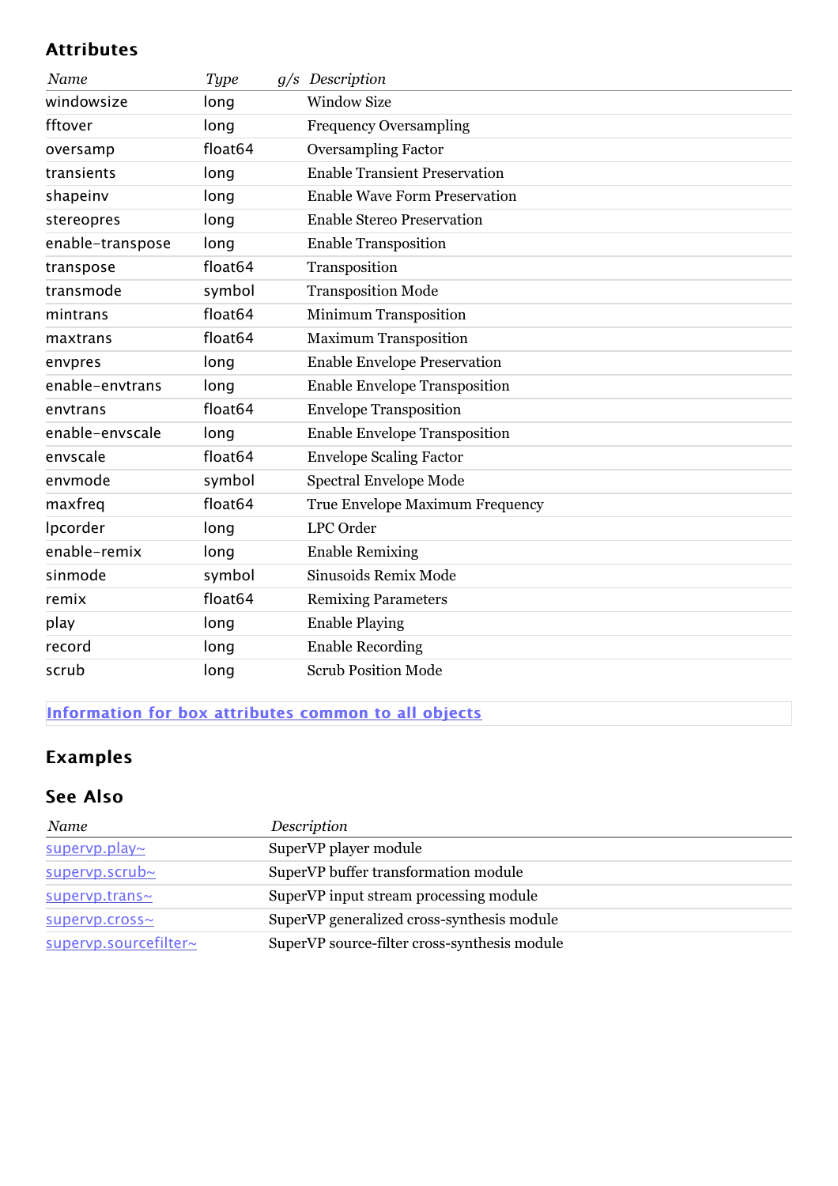## Attributes

| *Name* | *Type* | *g/s* | *Description* |
|---|---|---|---|
| windowsize | long | | Window Size |
| fftover | long | | Frequency Oversampling |
| oversamp | float64 | | Oversampling Factor |
| transients | long | | Enable Transient Preservation |
| shapeinv | long | | Enable Wave Form Preservation |
| stereopres | long | | Enable Stereo Preservation |
| enable-transpose | long | | Enable Transposition |
| transpose | float64 | | Transposition |
| transmode | symbol | | Transposition Mode |
| mintrans | float64 | | Minimum Transposition |
| maxtrans | float64 | | Maximum Transposition |
| envpres | long | | Enable Envelope Preservation |
| enable-envtrans | long | | Enable Envelope Transposition |
| envtrans | float64 | | Envelope Transposition |
| enable-envscale | long | | Enable Envelope Transposition |
| envscale | float64 | | Envelope Scaling Factor |
| envmode | symbol | | Spectral Envelope Mode |
| maxfreq | float64 | | True Envelope Maximum Frequency |
| lpcorder | long | | LPC Order |
| enable-remix | long | | Enable Remixing |
| sinmode | symbol | | Sinusoids Remix Mode |
| remix | float64 | | Remixing Parameters |
| play | long | | Enable Playing |
| record | long | | Enable Recording |
| scrub | long | | Scrub Position Mode |

**Information for box attributes common to all objects**

## Examples

## See Also

| *Name* | *Description* |
|---|---|
| supervp.play~ | SuperVP player module |
| supervp.scrub~ | SuperVP buffer transformation module |
| supervp.trans~ | SuperVP input stream processing module |
| supervp.cross~ | SuperVP generalized cross-synthesis module |
| supervp.sourcefilter~ | SuperVP source-filter cross-synthesis module |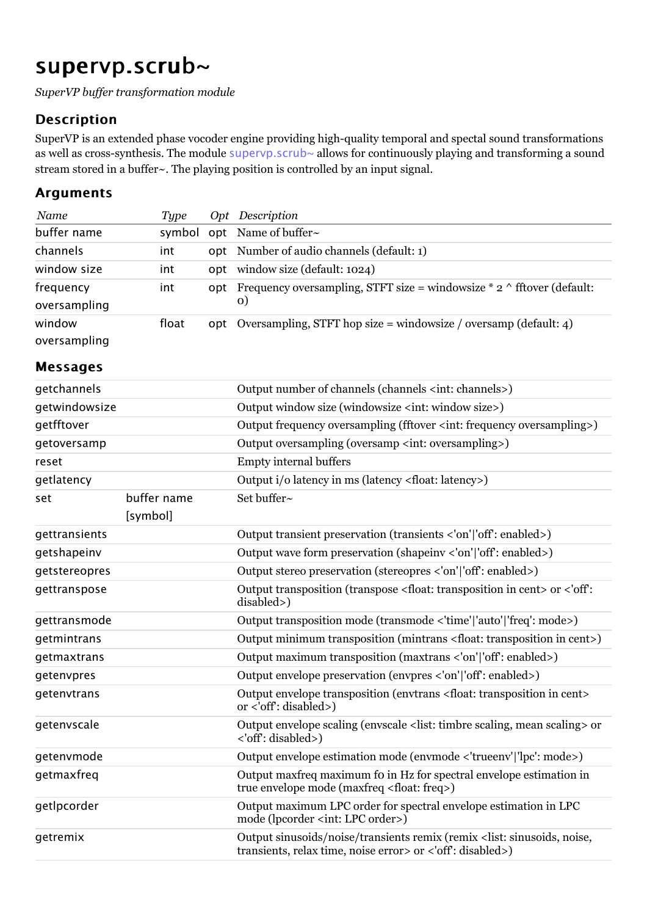# supervp.scrub~

*SuperVP buffer transformation module*

## Description

SuperVP is an extended phase vocoder engine providing high-quality temporal and spectal sound transformations as well as cross-synthesis. The module supervp.scrub~ allows for continuously playing and transforming a sound stream stored in a buffer~. The playing position is controlled by an input signal.

## Arguments

| *Name* | *Type* | *Opt* | *Description* |
|---|---|---|---|
| buffer name | symbol | opt | Name of buffer~ |
| channels | int | opt | Number of audio channels (default: 1) |
| window size | int | opt | window size (default: 1024) |
| frequency oversampling | int | opt | Frequency oversampling, STFT size = windowsize * 2 ^ fftover (default: 0) |
| window oversampling | float | opt | Oversampling, STFT hop size = windowsize / oversamp (default: 4) |

## Messages

| | | |
|---|---|---|
| getchannels | | Output number of channels (channels <int: channels>) |
| getwindowsize | | Output window size (windowsize <int: window size>) |
| getfftover | | Output frequency oversampling (fftover <int: frequency oversampling>) |
| getoversamp | | Output oversampling (oversamp <int: oversampling>) |
| reset | | Empty internal buffers |
| getlatency | | Output i/o latency in ms (latency <float: latency>) |
| set | buffer name [symbol] | Set buffer~ |
| gettransients | | Output transient preservation (transients <'on'\|'off': enabled>) |
| getshapeinv | | Output wave form preservation (shapeinv <'on'\|'off': enabled>) |
| getstereopres | | Output stereo preservation (stereopres <'on'\|'off': enabled>) |
| gettranspose | | Output transposition (transpose <float: transposition in cent> or <'off': disabled>) |
| gettransmode | | Output transposition mode (transmode <'time'\|'auto'\|'freq': mode>) |
| getmintrans | | Output minimum transposition (mintrans <float: transposition in cent>) |
| getmaxtrans | | Output maximum transposition (maxtrans <'on'\|'off': enabled>) |
| getenvpres | | Output envelope preservation (envpres <'on'\|'off': enabled>) |
| getenvtrans | | Output envelope transposition (envtrans <float: transposition in cent> or <'off': disabled>) |
| getenvscale | | Output envelope scaling (envscale <list: timbre scaling, mean scaling> or <'off': disabled>) |
| getenvmode | | Output envelope estimation mode (envmode <'trueenv'\|'lpc': mode>) |
| getmaxfreq | | Output maxfreq maximum f0 in Hz for spectral envelope estimation in true envelope mode (maxfreq <float: freq>) |
| getlpcorder | | Output maximum LPC order for spectral envelope estimation in LPC mode (lpcorder <int: LPC order>) |
| getremix | | Output sinusoids/noise/transients remix (remix <list: sinusoids, noise, transients, relax time, noise error> or <'off': disabled>) |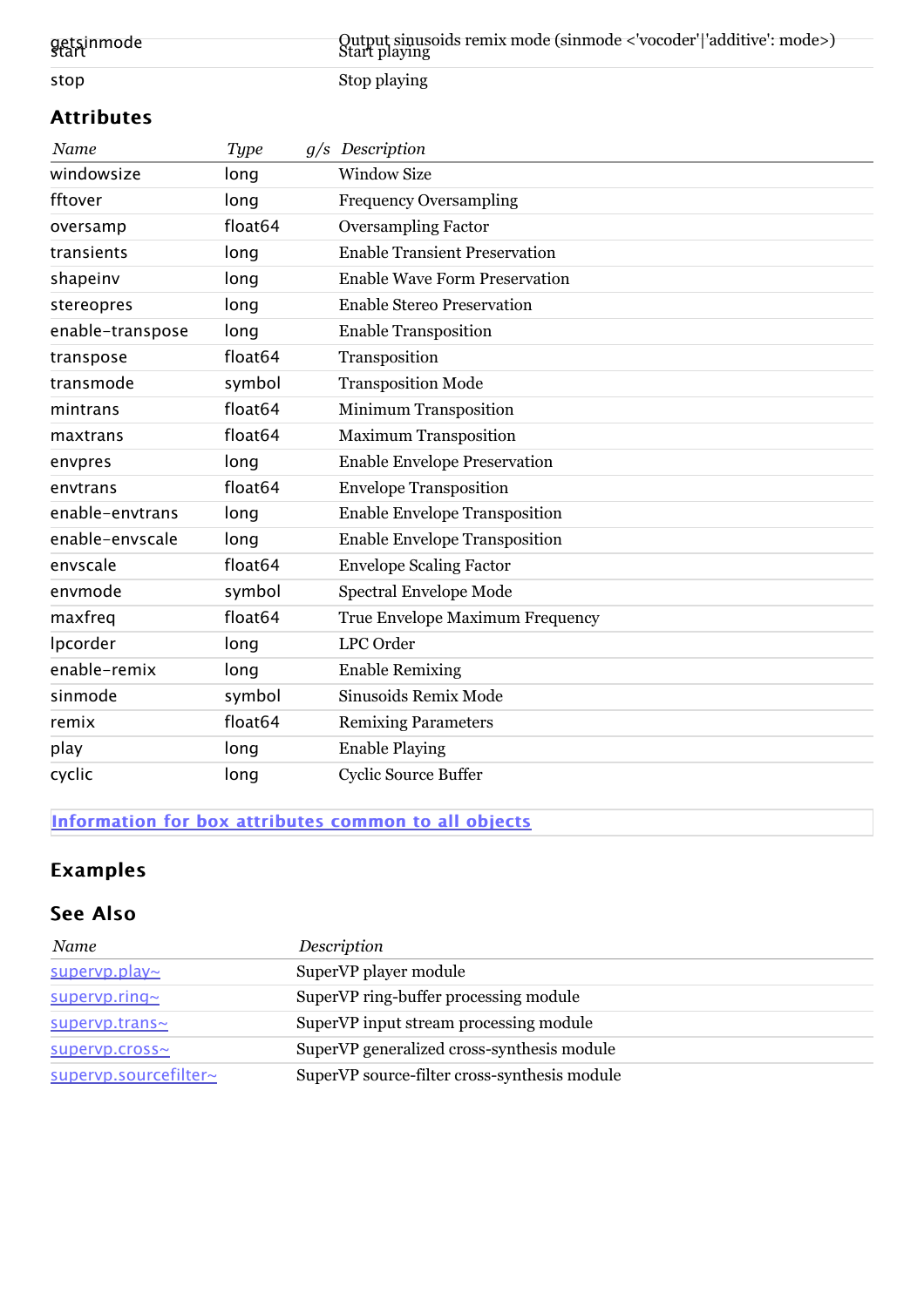| | |
|---|---|
| getsinmode | Output sinusoids remix mode (sinmode <'vocoder'\|'additive': mode>) |
| start | Start playing |
| stop | Stop playing |

## Attributes

| *Name* | *Type* | *g/s* | *Description* |
|---|---|---|---|
| windowsize | long | | Window Size |
| fftover | long | | Frequency Oversampling |
| oversamp | float64 | | Oversampling Factor |
| transients | long | | Enable Transient Preservation |
| shapeinv | long | | Enable Wave Form Preservation |
| stereopres | long | | Enable Stereo Preservation |
| enable-transpose | long | | Enable Transposition |
| transpose | float64 | | Transposition |
| transmode | symbol | | Transposition Mode |
| mintrans | float64 | | Minimum Transposition |
| maxtrans | float64 | | Maximum Transposition |
| envpres | long | | Enable Envelope Preservation |
| envtrans | float64 | | Envelope Transposition |
| enable-envtrans | long | | Enable Envelope Transposition |
| enable-envscale | long | | Enable Envelope Transposition |
| envscale | float64 | | Envelope Scaling Factor |
| envmode | symbol | | Spectral Envelope Mode |
| maxfreq | float64 | | True Envelope Maximum Frequency |
| lpcorder | long | | LPC Order |
| enable-remix | long | | Enable Remixing |
| sinmode | symbol | | Sinusoids Remix Mode |
| remix | float64 | | Remixing Parameters |
| play | long | | Enable Playing |
| cyclic | long | | Cyclic Source Buffer |

[Information for box attributes common to all objects]

## Examples

## See Also

| *Name* | *Description* |
|---|---|
| supervp.play~ | SuperVP player module |
| supervp.ring~ | SuperVP ring-buffer processing module |
| supervp.trans~ | SuperVP input stream processing module |
| supervp.cross~ | SuperVP generalized cross-synthesis module |
| supervp.sourcefilter~ | SuperVP source-filter cross-synthesis module |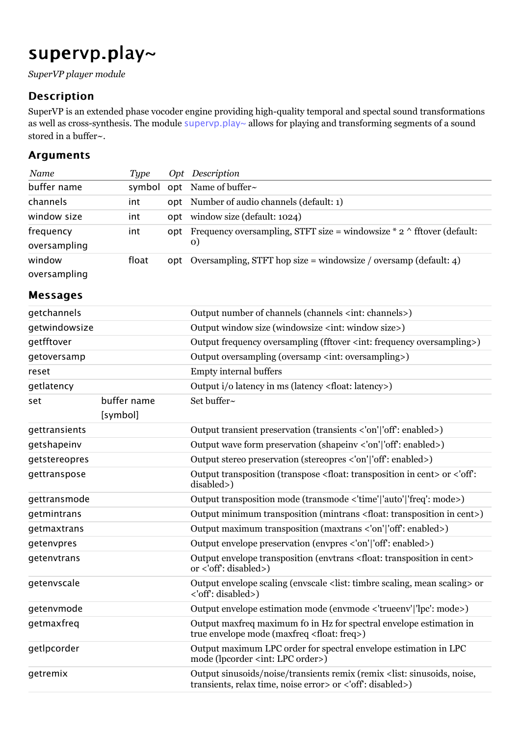# supervp.play~

*SuperVP player module*

## Description

SuperVP is an extended phase vocoder engine providing high-quality temporal and spectal sound transformations as well as cross-synthesis. The module supervp.play~ allows for playing and transforming segments of a sound stored in a buffer~.

## Arguments

| *Name* | *Type* | *Opt* | *Description* |
|---|---|---|---|
| buffer name | symbol | opt | Name of buffer~ |
| channels | int | opt | Number of audio channels (default: 1) |
| window size | int | opt | window size (default: 1024) |
| frequency oversampling | int | opt | Frequency oversampling, STFT size = windowsize * 2 ^ fftover (default: 0) |
| window oversampling | float | opt | Oversampling, STFT hop size = windowsize / oversamp (default: 4) |

## Messages

| | | |
|---|---|---|
| getchannels | | Output number of channels (channels <int: channels>) |
| getwindowsize | | Output window size (windowsize <int: window size>) |
| getfftover | | Output frequency oversampling (fftover <int: frequency oversampling>) |
| getoversamp | | Output oversampling (oversamp <int: oversampling>) |
| reset | | Empty internal buffers |
| getlatency | | Output i/o latency in ms (latency <float: latency>) |
| set | buffer name [symbol] | Set buffer~ |
| gettransients | | Output transient preservation (transients <'on'\|'off': enabled>) |
| getshapeinv | | Output wave form preservation (shapeinv <'on'\|'off': enabled>) |
| getstereopres | | Output stereo preservation (stereopres <'on'\|'off': enabled>) |
| gettranspose | | Output transposition (transpose <float: transposition in cent> or <'off': disabled>) |
| gettransmode | | Output transposition mode (transmode <'time'\|'auto'\|'freq': mode>) |
| getmintrans | | Output minimum transposition (mintrans <float: transposition in cent>) |
| getmaxtrans | | Output maximum transposition (maxtrans <'on'\|'off': enabled>) |
| getenvpres | | Output envelope preservation (envpres <'on'\|'off': enabled>) |
| getenvtrans | | Output envelope transposition (envtrans <float: transposition in cent> or <'off': disabled>) |
| getenvscale | | Output envelope scaling (envscale <list: timbre scaling, mean scaling> or <'off': disabled>) |
| getenvmode | | Output envelope estimation mode (envmode <'trueenv'\|'lpc': mode>) |
| getmaxfreq | | Output maxfreq maximum f0 in Hz for spectral envelope estimation in true envelope mode (maxfreq <float: freq>) |
| getlpcorder | | Output maximum LPC order for spectral envelope estimation in LPC mode (lpcorder <int: LPC order>) |
| getremix | | Output sinusoids/noise/transients remix (remix <list: sinusoids, noise, transients, relax time, noise error> or <'off': disabled>) |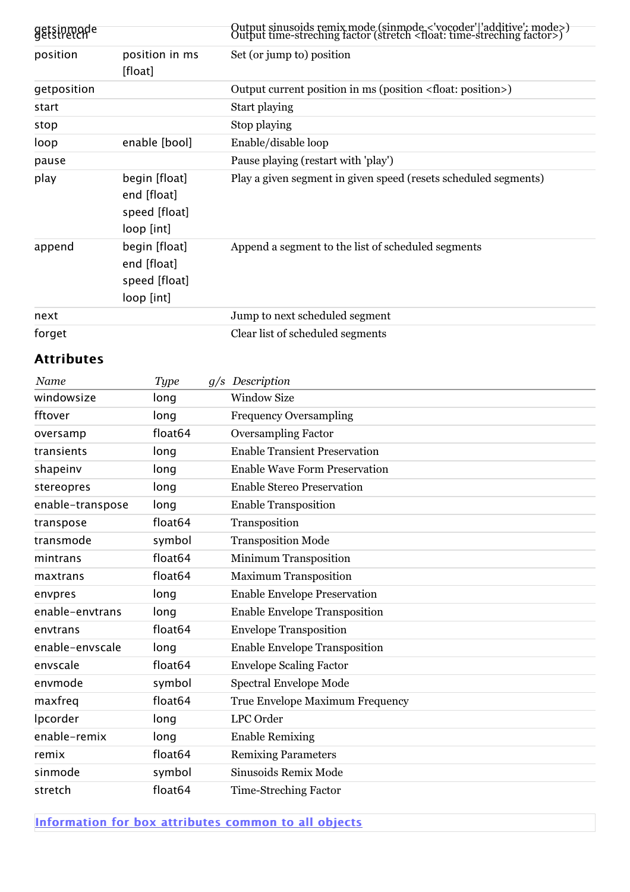| | | |
|---|---|---|
| getsinmode | | Output sinusoids remix mode (sinmode <'vocoder'\|'additive': mode>) |
| getstretch | | Output time-streching factor (stretch <float: time-streching factor>) |
| position | position in ms [float] | Set (or jump to) position |
| getposition | | Output current position in ms (position <float: position>) |
| start | | Start playing |
| stop | | Stop playing |
| loop | enable [bool] | Enable/disable loop |
| pause | | Pause playing (restart with 'play') |
| play | begin [float] end [float] speed [float] loop [int] | Play a given segment in given speed (resets scheduled segments) |
| append | begin [float] end [float] speed [float] loop [int] | Append a segment to the list of scheduled segments |
| next | | Jump to next scheduled segment |
| forget | | Clear list of scheduled segments |

## Attributes

| *Name* | *Type* | *g/s* | *Description* |
|---|---|---|---|
| windowsize | long | | Window Size |
| fftover | long | | Frequency Oversampling |
| oversamp | float64 | | Oversampling Factor |
| transients | long | | Enable Transient Preservation |
| shapeinv | long | | Enable Wave Form Preservation |
| stereopres | long | | Enable Stereo Preservation |
| enable-transpose | long | | Enable Transposition |
| transpose | float64 | | Transposition |
| transmode | symbol | | Transposition Mode |
| mintrans | float64 | | Minimum Transposition |
| maxtrans | float64 | | Maximum Transposition |
| envpres | long | | Enable Envelope Preservation |
| enable-envtrans | long | | Enable Envelope Transposition |
| envtrans | float64 | | Envelope Transposition |
| enable-envscale | long | | Enable Envelope Transposition |
| envscale | float64 | | Envelope Scaling Factor |
| envmode | symbol | | Spectral Envelope Mode |
| maxfreq | float64 | | True Envelope Maximum Frequency |
| lpcorder | long | | LPC Order |
| enable-remix | long | | Enable Remixing |
| remix | float64 | | Remixing Parameters |
| sinmode | symbol | | Sinusoids Remix Mode |
| stretch | float64 | | Time-Streching Factor |

Information for box attributes common to all objects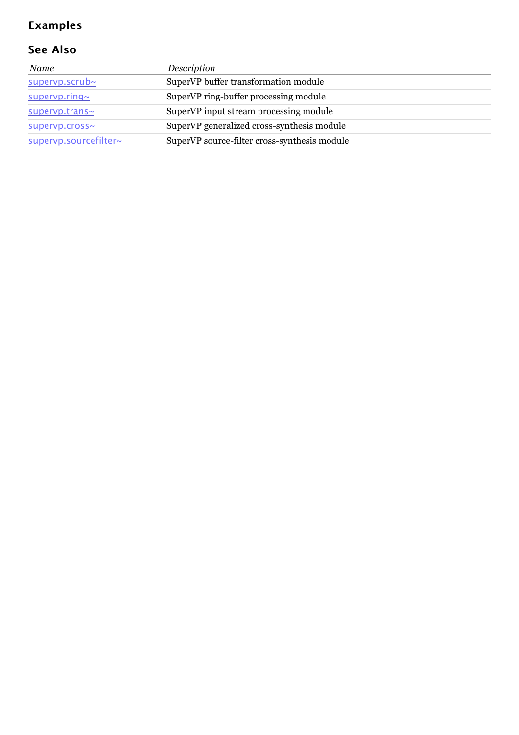## Examples

## See Also

| *Name* | *Description* |
|---|---|
| supervp.scrub~ | SuperVP buffer transformation module |
| supervp.ring~ | SuperVP ring-buffer processing module |
| supervp.trans~ | SuperVP input stream processing module |
| supervp.cross~ | SuperVP generalized cross-synthesis module |
| supervp.sourcefilter~ | SuperVP source-filter cross-synthesis module |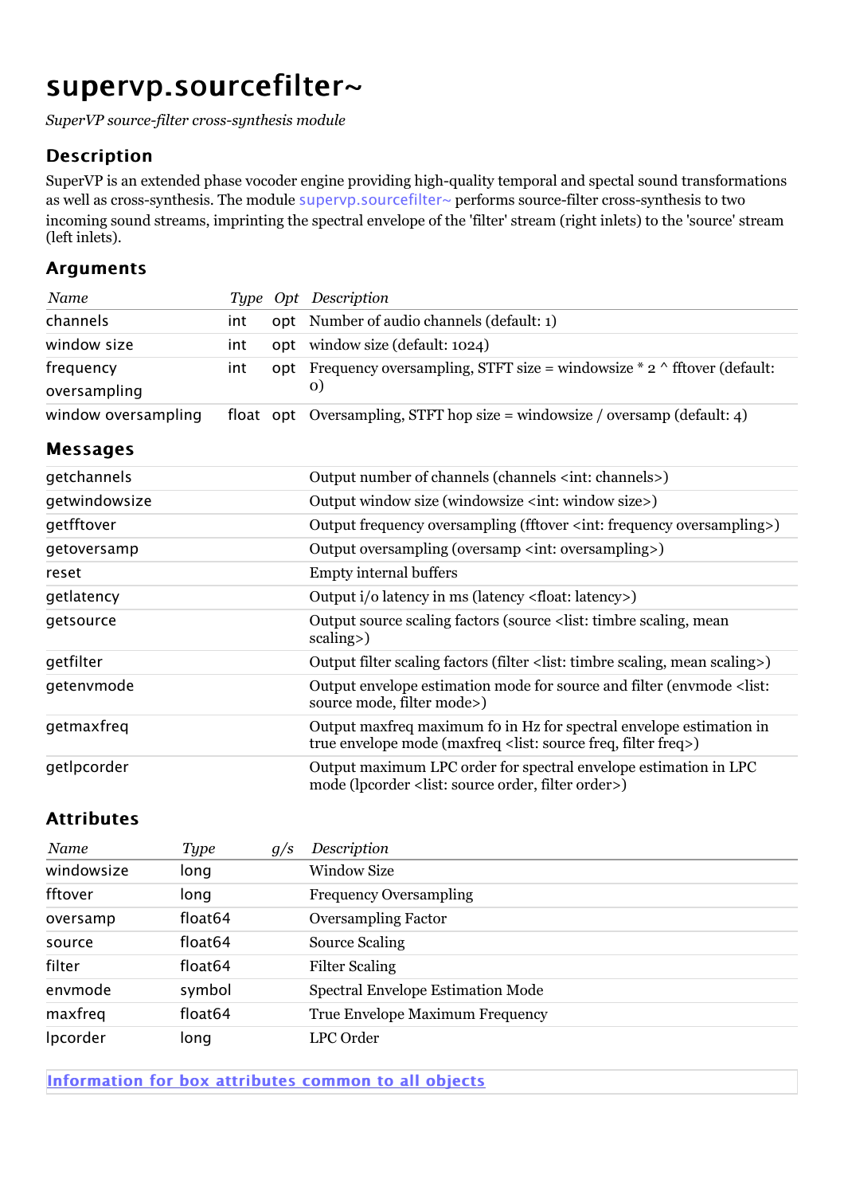# supervp.sourcefilter~

*SuperVP source-filter cross-synthesis module*

## Description

SuperVP is an extended phase vocoder engine providing high-quality temporal and spectal sound transformations as well as cross-synthesis. The module supervp.sourcefilter~ performs source-filter cross-synthesis to two incoming sound streams, imprinting the spectral envelope of the 'filter' stream (right inlets) to the 'source' stream (left inlets).

## Arguments

| *Name* | *Type* | *Opt* | *Description* |
|---|---|---|---|
| channels | int | opt | Number of audio channels (default: 1) |
| window size | int | opt | window size (default: 1024) |
| frequency oversampling | int | opt | Frequency oversampling, STFT size = windowsize * 2 ^ fftover (default: 0) |
| window oversampling | float | opt | Oversampling, STFT hop size = windowsize / oversamp (default: 4) |

## Messages

| | |
|---|---|
| getchannels | Output number of channels (channels <int: channels>) |
| getwindowsize | Output window size (windowsize <int: window size>) |
| getfftover | Output frequency oversampling (fftover <int: frequency oversampling>) |
| getoversamp | Output oversampling (oversamp <int: oversampling>) |
| reset | Empty internal buffers |
| getlatency | Output i/o latency in ms (latency <float: latency>) |
| getsource | Output source scaling factors (source <list: timbre scaling, mean scaling>) |
| getfilter | Output filter scaling factors (filter <list: timbre scaling, mean scaling>) |
| getenvmode | Output envelope estimation mode for source and filter (envmode <list: source mode, filter mode>) |
| getmaxfreq | Output maxfreq maximum f0 in Hz for spectral envelope estimation in true envelope mode (maxfreq <list: source freq, filter freq>) |
| getlpcorder | Output maximum LPC order for spectral envelope estimation in LPC mode (lpcorder <list: source order, filter order>) |

## Attributes

| *Name* | *Type* | *g/s* | *Description* |
|---|---|---|---|
| windowsize | long | | Window Size |
| fftover | long | | Frequency Oversampling |
| oversamp | float64 | | Oversampling Factor |
| source | float64 | | Source Scaling |
| filter | float64 | | Filter Scaling |
| envmode | symbol | | Spectral Envelope Estimation Mode |
| maxfreq | float64 | | True Envelope Maximum Frequency |
| lpcorder | long | | LPC Order |

**Information for box attributes common to all objects**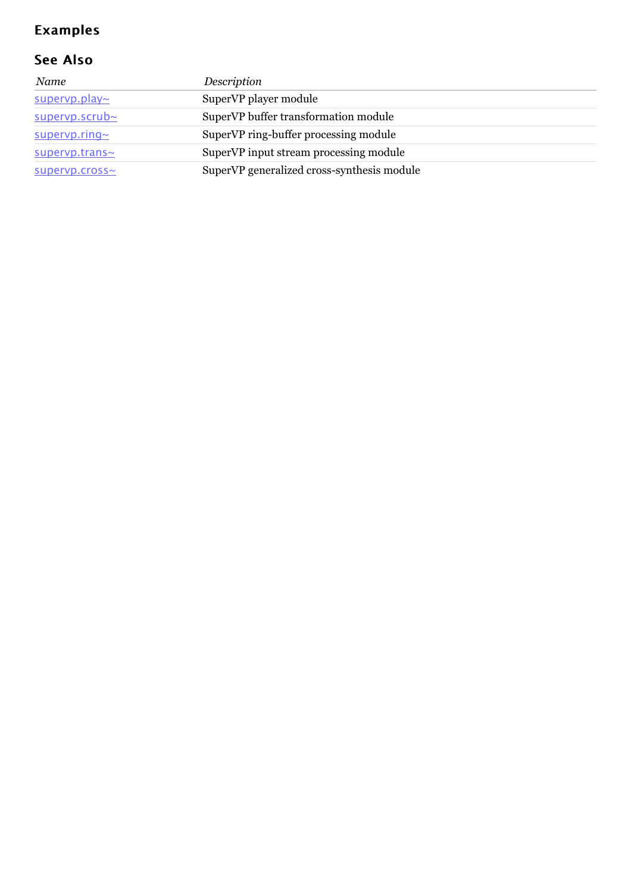## Examples

## See Also

| *Name* | *Description* |
| --- | --- |
| supervp.play~ | SuperVP player module |
| supervp.scrub~ | SuperVP buffer transformation module |
| supervp.ring~ | SuperVP ring-buffer processing module |
| supervp.trans~ | SuperVP input stream processing module |
| supervp.cross~ | SuperVP generalized cross-synthesis module |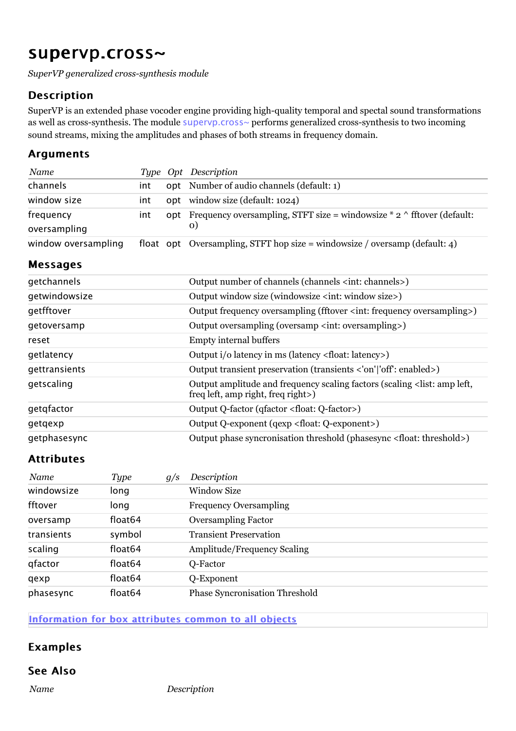# supervp.cross~

*SuperVP generalized cross-synthesis module*

## Description

SuperVP is an extended phase vocoder engine providing high-quality temporal and spectal sound transformations as well as cross-synthesis. The module supervp.cross~ performs generalized cross-synthesis to two incoming sound streams, mixing the amplitudes and phases of both streams in frequency domain.

## Arguments

| *Name* | *Type* | *Opt* | *Description* |
|---|---|---|---|
| channels | int | opt | Number of audio channels (default: 1) |
| window size | int | opt | window size (default: 1024) |
| frequency oversampling | int | opt | Frequency oversampling, STFT size = windowsize * 2 ^ fftover (default: 0) |
| window oversampling | float | opt | Oversampling, STFT hop size = windowsize / oversamp (default: 4) |

## Messages

| | |
|---|---|
| getchannels | Output number of channels (channels <int: channels>) |
| getwindowsize | Output window size (windowsize <int: window size>) |
| getfftover | Output frequency oversampling (fftover <int: frequency oversampling>) |
| getoversamp | Output oversampling (oversamp <int: oversampling>) |
| reset | Empty internal buffers |
| getlatency | Output i/o latency in ms (latency <float: latency>) |
| gettransients | Output transient preservation (transients <'on'\|'off': enabled>) |
| getscaling | Output amplitude and frequency scaling factors (scaling <list: amp left, freq left, amp right, freq right>) |
| getqfactor | Output Q-factor (qfactor <float: Q-factor>) |
| getqexp | Output Q-exponent (qexp <float: Q-exponent>) |
| getphasesync | Output phase syncronisation threshold (phasesync <float: threshold>) |

## Attributes

| *Name* | *Type* | *g/s* | *Description* |
|---|---|---|---|
| windowsize | long | | Window Size |
| fftover | long | | Frequency Oversampling |
| oversamp | float64 | | Oversampling Factor |
| transients | symbol | | Transient Preservation |
| scaling | float64 | | Amplitude/Frequency Scaling |
| qfactor | float64 | | Q-Factor |
| qexp | float64 | | Q-Exponent |
| phasesync | float64 | | Phase Syncronisation Threshold |

**Information for box attributes common to all objects**

## Examples

## See Also

| *Name* | *Description* |
|---|---|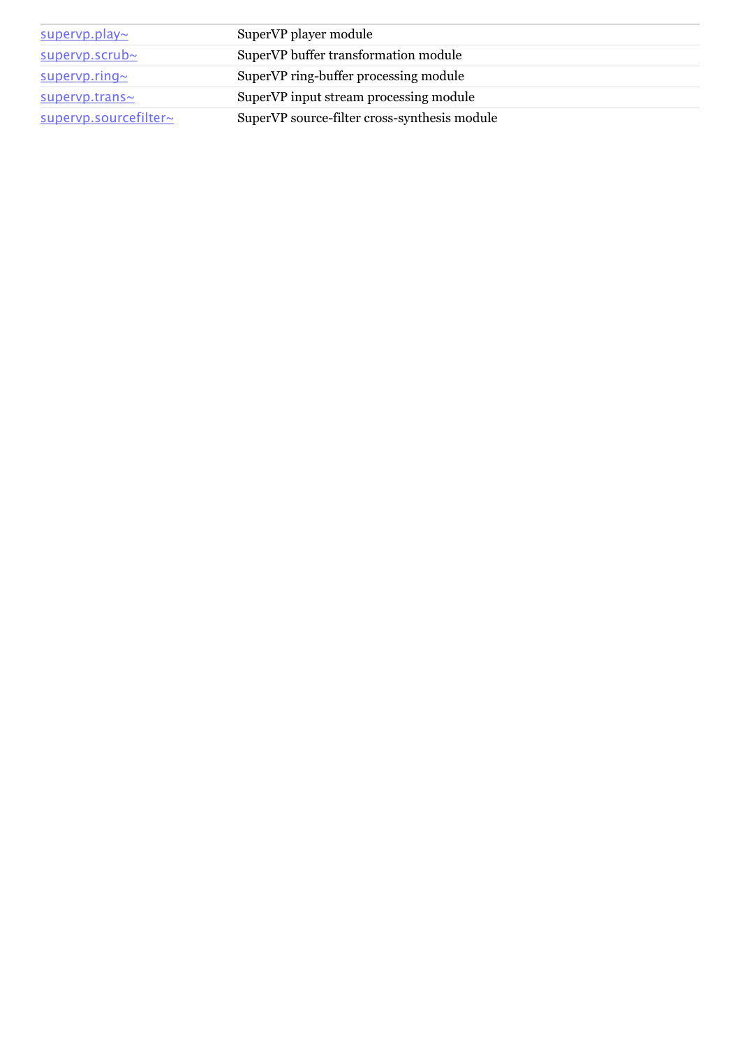| | |
|---|---|
| supervp.play~ | SuperVP player module |
| supervp.scrub~ | SuperVP buffer transformation module |
| supervp.ring~ | SuperVP ring-buffer processing module |
| supervp.trans~ | SuperVP input stream processing module |
| supervp.sourcefilter~ | SuperVP source-filter cross-synthesis module |